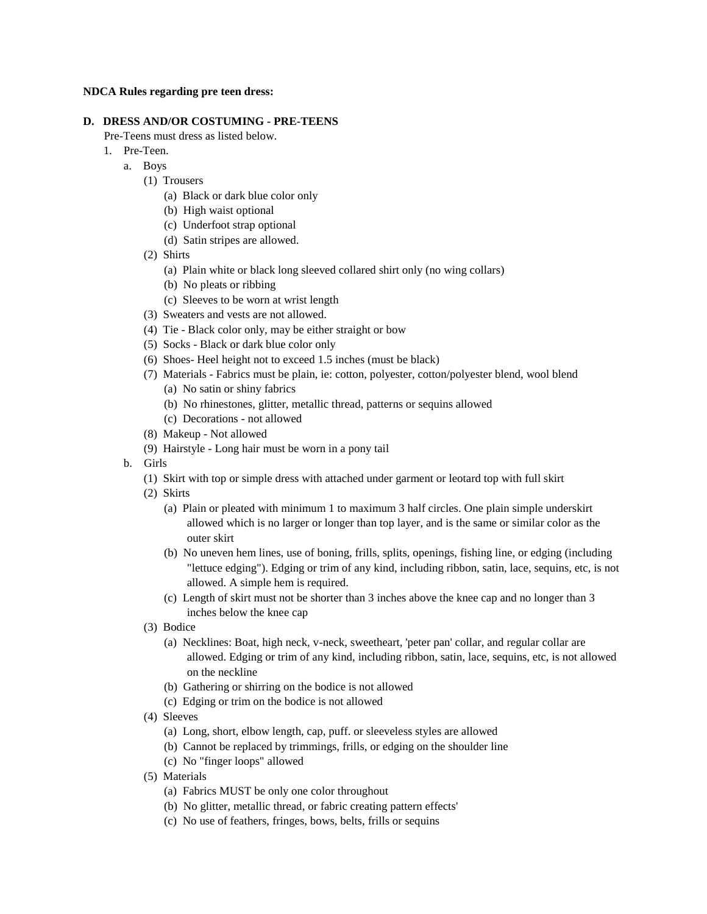**NDCA Rules regarding pre teen dress:**

**D. DRESS AND/OR COSTUMING - PRE-TEENS**

Pre-Teens must dress as listed below.

1. Pre-Teen.
   a. Boys
      (1) Trousers
         (a) Black or dark blue color only
         (b) High waist optional
         (c) Underfoot strap optional
         (d) Satin stripes are allowed.
      (2) Shirts
         (a) Plain white or black long sleeved collared shirt only (no wing collars)
         (b) No pleats or ribbing
         (c) Sleeves to be worn at wrist length
      (3) Sweaters and vests are not allowed.
      (4) Tie - Black color only, may be either straight or bow
      (5) Socks - Black or dark blue color only
      (6) Shoes- Heel height not to exceed 1.5 inches (must be black)
      (7) Materials - Fabrics must be plain, ie: cotton, polyester, cotton/polyester blend, wool blend
         (a) No satin or shiny fabrics
         (b) No rhinestones, glitter, metallic thread, patterns or sequins allowed
         (c) Decorations - not allowed
      (8) Makeup - Not allowed
      (9) Hairstyle - Long hair must be worn in a pony tail
   b. Girls
      (1) Skirt with top or simple dress with attached under garment or leotard top with full skirt
      (2) Skirts
         (a) Plain or pleated with minimum 1 to maximum 3 half circles. One plain simple underskirt allowed which is no larger or longer than top layer, and is the same or similar color as the outer skirt
         (b) No uneven hem lines, use of boning, frills, splits, openings, fishing line, or edging (including "lettuce edging"). Edging or trim of any kind, including ribbon, satin, lace, sequins, etc, is not allowed. A simple hem is required.
         (c) Length of skirt must not be shorter than 3 inches above the knee cap and no longer than 3 inches below the knee cap
      (3) Bodice
         (a) Necklines: Boat, high neck, v-neck, sweetheart, 'peter pan' collar, and regular collar are allowed. Edging or trim of any kind, including ribbon, satin, lace, sequins, etc, is not allowed on the neckline
         (b) Gathering or shirring on the bodice is not allowed
         (c) Edging or trim on the bodice is not allowed
      (4) Sleeves
         (a) Long, short, elbow length, cap, puff. or sleeveless styles are allowed
         (b) Cannot be replaced by trimmings, frills, or edging on the shoulder line
         (c) No "finger loops" allowed
      (5) Materials
         (a) Fabrics MUST be only one color throughout
         (b) No glitter, metallic thread, or fabric creating pattern effects'
         (c) No use of feathers, fringes, bows, belts, frills or sequins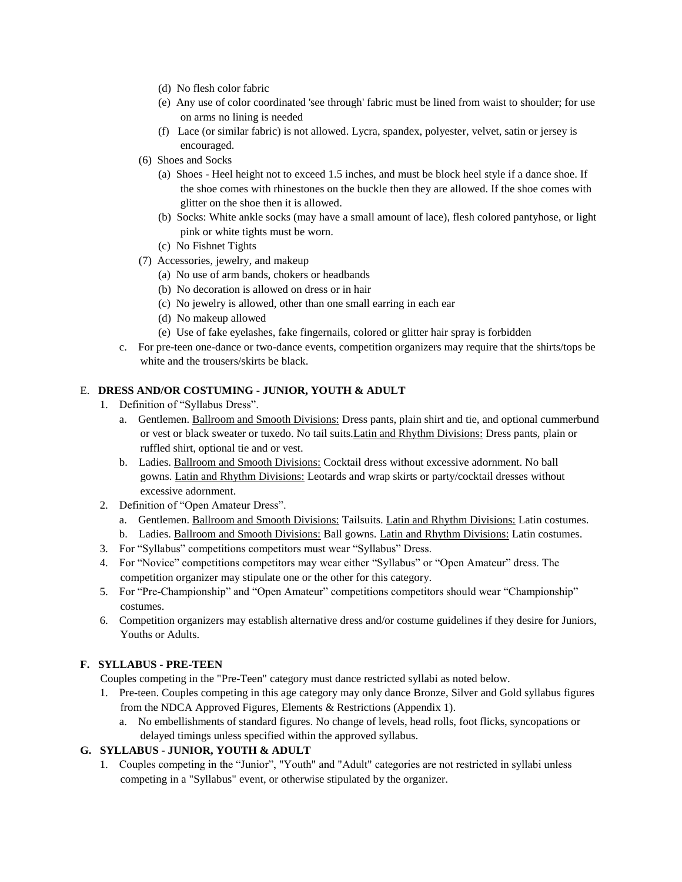- (d) No flesh color fabric
- (e) Any use of color coordinated 'see through' fabric must be lined from waist to shoulder; for use on arms no lining is needed
- (f) Lace (or similar fabric) is not allowed. Lycra, spandex, polyester, velvet, satin or jersey is encouraged.

(6) Shoes and Socks

- (a) Shoes - Heel height not to exceed 1.5 inches, and must be block heel style if a dance shoe. If the shoe comes with rhinestones on the buckle then they are allowed. If the shoe comes with glitter on the shoe then it is allowed.
- (b) Socks: White ankle socks (may have a small amount of lace), flesh colored pantyhose, or light pink or white tights must be worn.
- (c) No Fishnet Tights

(7) Accessories, jewelry, and makeup

- (a) No use of arm bands, chokers or headbands
- (b) No decoration is allowed on dress or in hair
- (c) No jewelry is allowed, other than one small earring in each ear
- (d) No makeup allowed
- (e) Use of fake eyelashes, fake fingernails, colored or glitter hair spray is forbidden

c. For pre-teen one-dance or two-dance events, competition organizers may require that the shirts/tops be white and the trousers/skirts be black.

## E. DRESS AND/OR COSTUMING - JUNIOR, YOUTH & ADULT

1. Definition of "Syllabus Dress".
   - a. Gentlemen. <u>Ballroom and Smooth Divisions:</u> Dress pants, plain shirt and tie, and optional cummerbund or vest or black sweater or tuxedo. No tail suits.<u>Latin and Rhythm Divisions:</u> Dress pants, plain or ruffled shirt, optional tie and or vest.
   - b. Ladies. <u>Ballroom and Smooth Divisions:</u> Cocktail dress without excessive adornment. No ball gowns. <u>Latin and Rhythm Divisions:</u> Leotards and wrap skirts or party/cocktail dresses without excessive adornment.
2. Definition of "Open Amateur Dress".
   - a. Gentlemen. <u>Ballroom and Smooth Divisions:</u> Tailsuits. <u>Latin and Rhythm Divisions:</u> Latin costumes.
   - b. Ladies. <u>Ballroom and Smooth Divisions:</u> Ball gowns. <u>Latin and Rhythm Divisions:</u> Latin costumes.
3. For "Syllabus" competitions competitors must wear "Syllabus" Dress.
4. For "Novice" competitions competitors may wear either "Syllabus" or "Open Amateur" dress. The competition organizer may stipulate one or the other for this category.
5. For "Pre-Championship" and "Open Amateur" competitions competitors should wear "Championship" costumes.
6. Competition organizers may establish alternative dress and/or costume guidelines if they desire for Juniors, Youths or Adults.

## F. SYLLABUS - PRE-TEEN

Couples competing in the "Pre-Teen" category must dance restricted syllabi as noted below.

1. Pre-teen. Couples competing in this age category may only dance Bronze, Silver and Gold syllabus figures from the NDCA Approved Figures, Elements & Restrictions (Appendix 1).
   - a. No embellishments of standard figures. No change of levels, head rolls, foot flicks, syncopations or delayed timings unless specified within the approved syllabus.

## G. SYLLABUS - JUNIOR, YOUTH & ADULT

1. Couples competing in the "Junior", "Youth" and "Adult" categories are not restricted in syllabi unless competing in a "Syllabus" event, or otherwise stipulated by the organizer.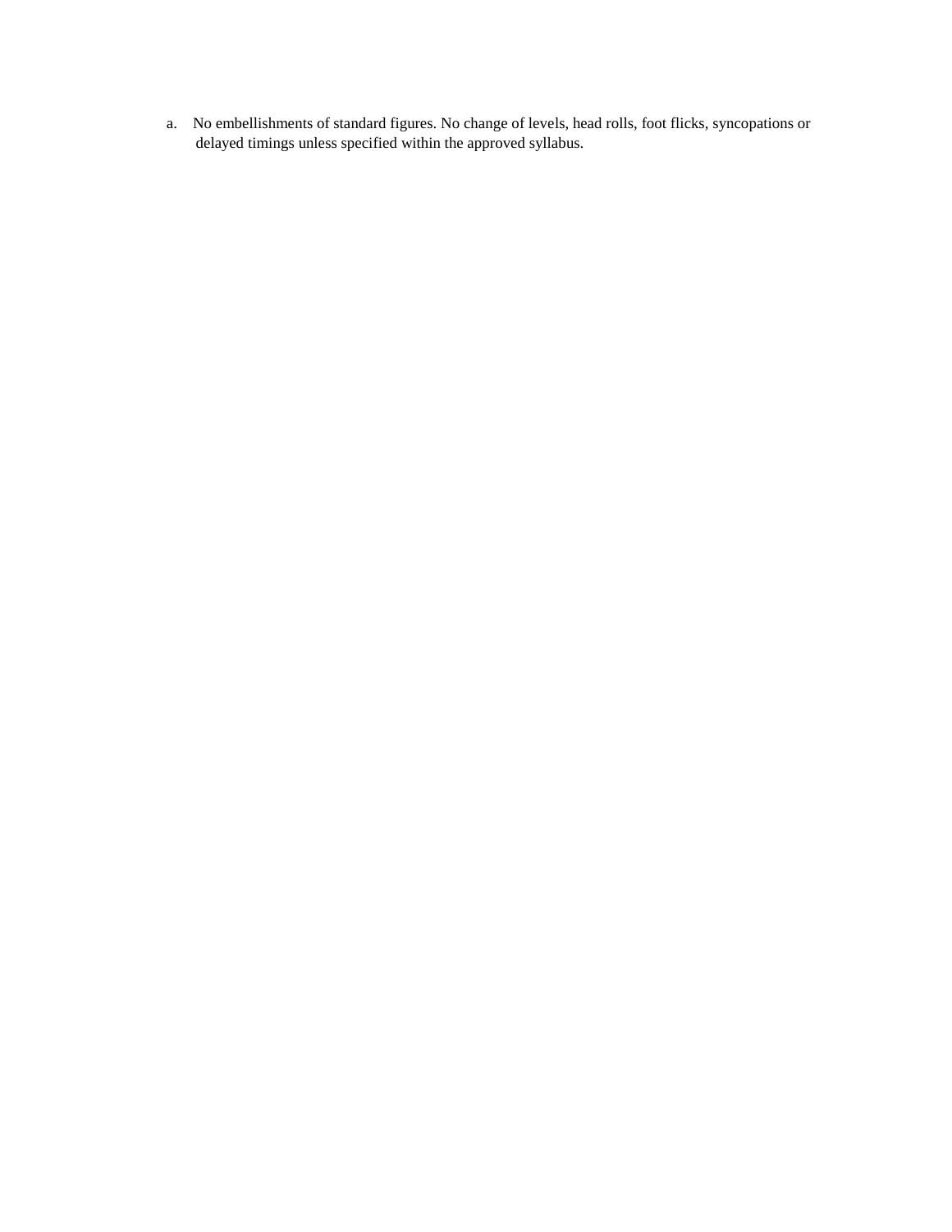a. No embellishments of standard figures. No change of levels, head rolls, foot flicks, syncopations or delayed timings unless specified within the approved syllabus.